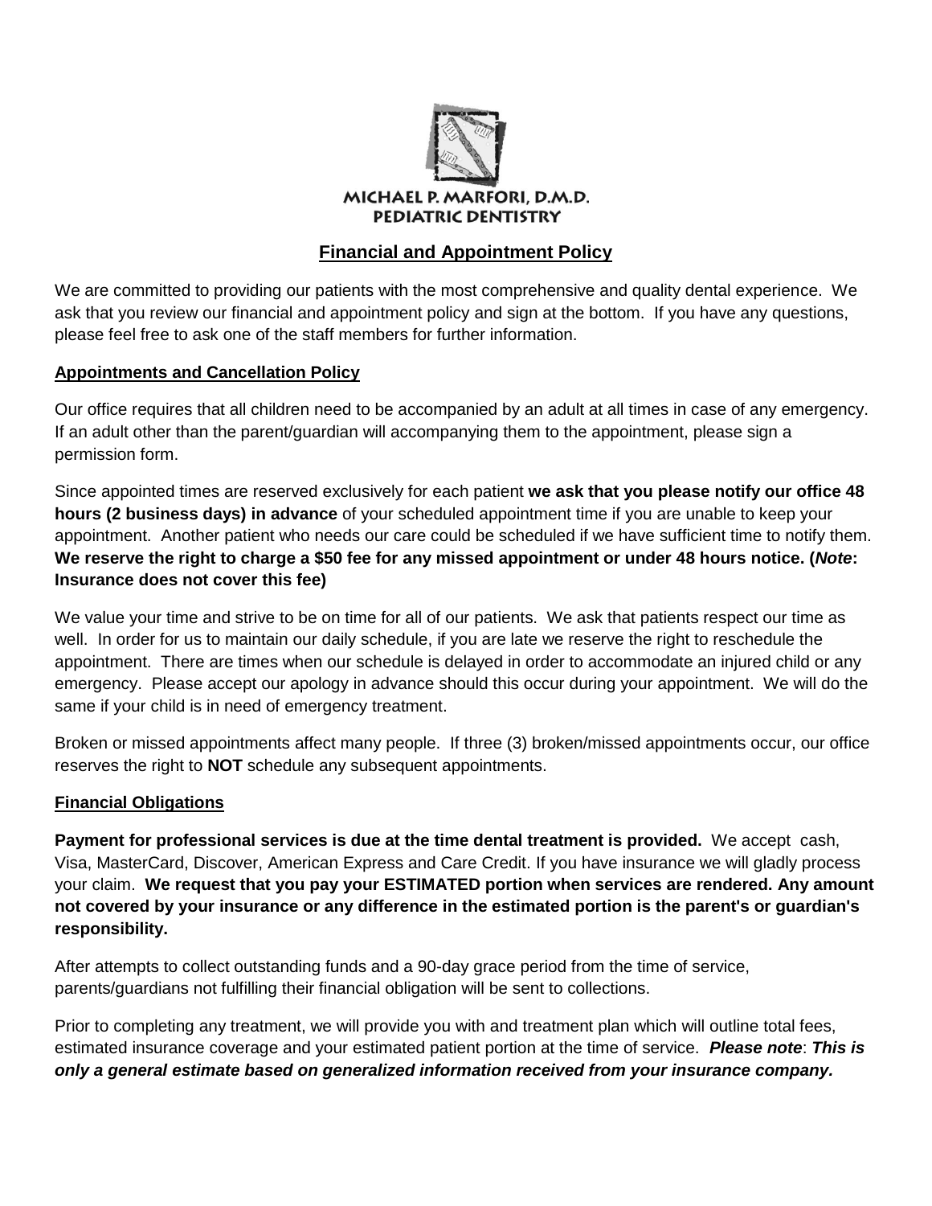MICHAEL P. MARFORI, D.M.D.
PEDIATRIC DENTISTRY

# Financial and Appointment Policy

We are committed to providing our patients with the most comprehensive and quality dental experience. We ask that you review our financial and appointment policy and sign at the bottom. If you have any questions, please feel free to ask one of the staff members for further information.

## Appointments and Cancellation Policy

Our office requires that all children need to be accompanied by an adult at all times in case of any emergency. If an adult other than the parent/guardian will accompanying them to the appointment, please sign a permission form.

Since appointed times are reserved exclusively for each patient **we ask that you please notify our office 48 hours (2 business days) in advance** of your scheduled appointment time if you are unable to keep your appointment. Another patient who needs our care could be scheduled if we have sufficient time to notify them. **We reserve the right to charge a $50 fee for any missed appointment or under 48 hours notice. (*Note*: Insurance does not cover this fee)**

We value your time and strive to be on time for all of our patients. We ask that patients respect our time as well. In order for us to maintain our daily schedule, if you are late we reserve the right to reschedule the appointment. There are times when our schedule is delayed in order to accommodate an injured child or any emergency. Please accept our apology in advance should this occur during your appointment. We will do the same if your child is in need of emergency treatment.

Broken or missed appointments affect many people. If three (3) broken/missed appointments occur, our office reserves the right to **NOT** schedule any subsequent appointments.

## Financial Obligations

**Payment for professional services is due at the time dental treatment is provided.** We accept cash, Visa, MasterCard, Discover, American Express and Care Credit. If you have insurance we will gladly process your claim. **We request that you pay your ESTIMATED portion when services are rendered. Any amount not covered by your insurance or any difference in the estimated portion is the parent's or guardian's responsibility.**

After attempts to collect outstanding funds and a 90-day grace period from the time of service, parents/guardians not fulfilling their financial obligation will be sent to collections.

Prior to completing any treatment, we will provide you with and treatment plan which will outline total fees, estimated insurance coverage and your estimated patient portion at the time of service. ***Please note*: *This is only a general estimate based on generalized information received from your insurance company.***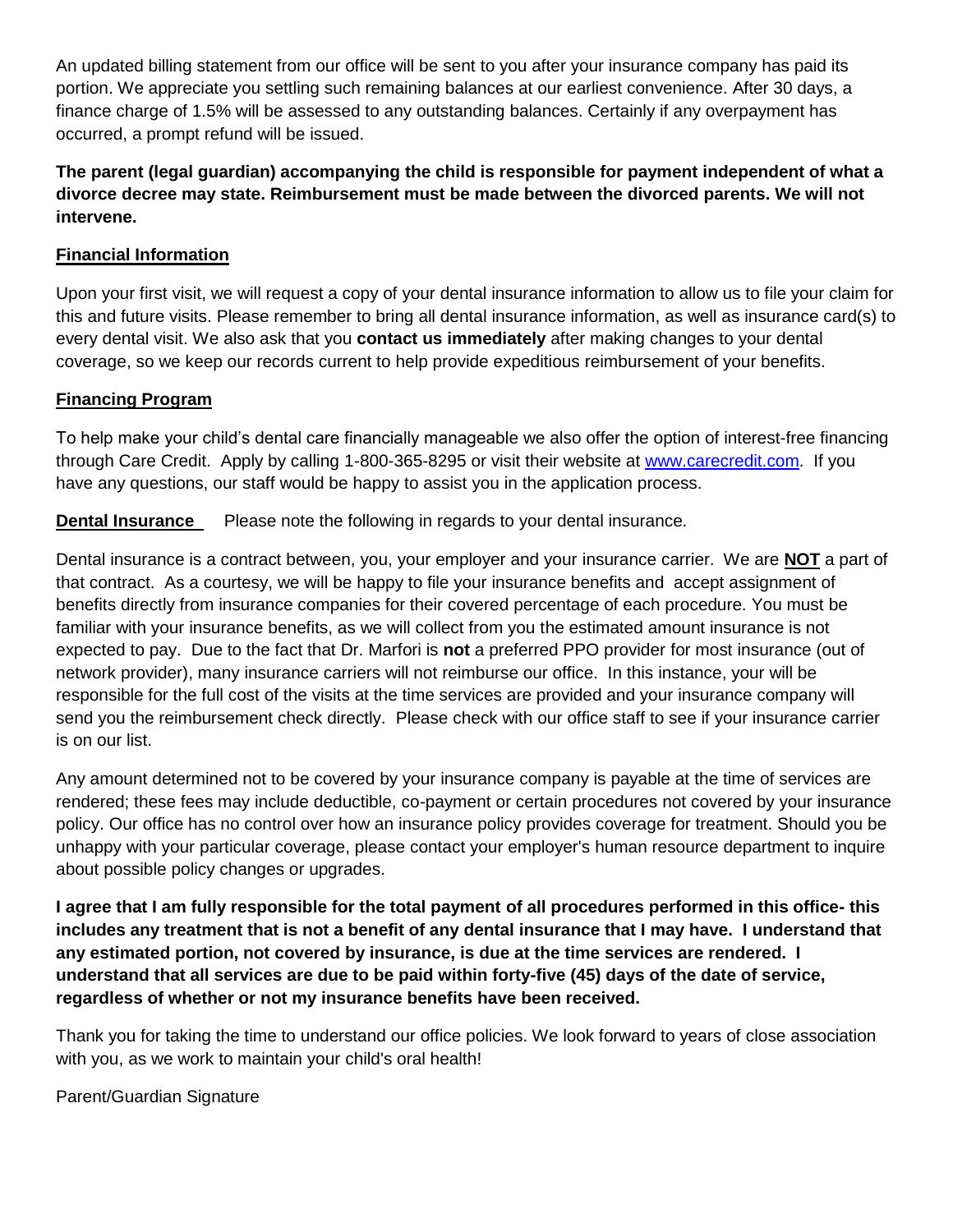An updated billing statement from our office will be sent to you after your insurance company has paid its portion. We appreciate you settling such remaining balances at our earliest convenience. After 30 days, a finance charge of 1.5% will be assessed to any outstanding balances. Certainly if any overpayment has occurred, a prompt refund will be issued.

**The parent (legal guardian) accompanying the child is responsible for payment independent of what a divorce decree may state. Reimbursement must be made between the divorced parents. We will not intervene.**

**Financial Information**

Upon your first visit, we will request a copy of your dental insurance information to allow us to file your claim for this and future visits. Please remember to bring all dental insurance information, as well as insurance card(s) to every dental visit. We also ask that you **contact us immediately** after making changes to your dental coverage, so we keep our records current to help provide expeditious reimbursement of your benefits.

**Financing Program**

To help make your child's dental care financially manageable we also offer the option of interest-free financing through Care Credit. Apply by calling 1-800-365-8295 or visit their website at www.carecredit.com. If you have any questions, our staff would be happy to assist you in the application process.

**Dental Insurance** Please note the following in regards to your dental insurance.

Dental insurance is a contract between, you, your employer and your insurance carrier. We are **NOT** a part of that contract. As a courtesy, we will be happy to file your insurance benefits and accept assignment of benefits directly from insurance companies for their covered percentage of each procedure. You must be familiar with your insurance benefits, as we will collect from you the estimated amount insurance is not expected to pay. Due to the fact that Dr. Marfori is **not** a preferred PPO provider for most insurance (out of network provider), many insurance carriers will not reimburse our office. In this instance, your will be responsible for the full cost of the visits at the time services are provided and your insurance company will send you the reimbursement check directly. Please check with our office staff to see if your insurance carrier is on our list.

Any amount determined not to be covered by your insurance company is payable at the time of services are rendered; these fees may include deductible, co-payment or certain procedures not covered by your insurance policy. Our office has no control over how an insurance policy provides coverage for treatment. Should you be unhappy with your particular coverage, please contact your employer's human resource department to inquire about possible policy changes or upgrades.

**I agree that I am fully responsible for the total payment of all procedures performed in this office- this includes any treatment that is not a benefit of any dental insurance that I may have. I understand that any estimated portion, not covered by insurance, is due at the time services are rendered. I understand that all services are due to be paid within forty-five (45) days of the date of service, regardless of whether or not my insurance benefits have been received.**

Thank you for taking the time to understand our office policies. We look forward to years of close association with you, as we work to maintain your child's oral health!

Parent/Guardian Signature